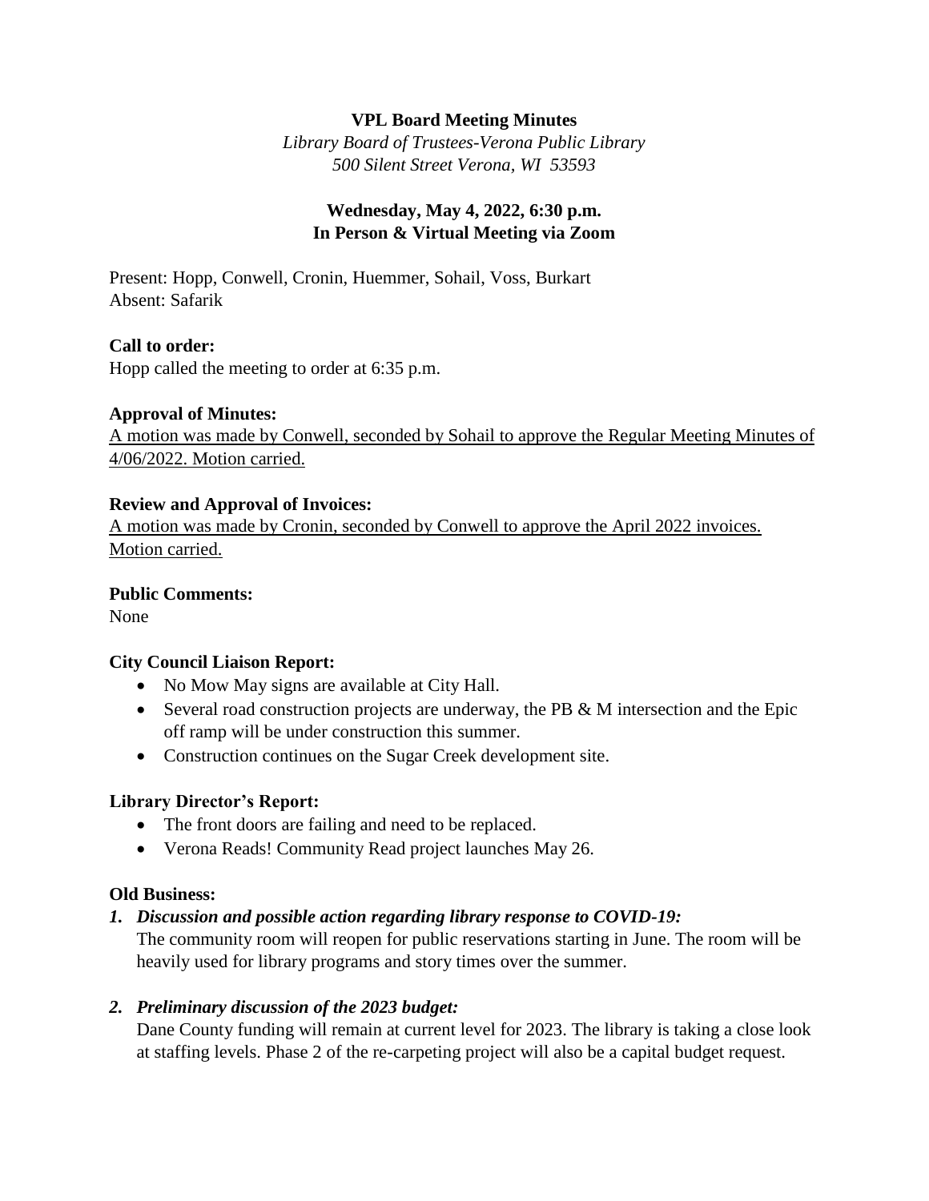**VPL Board Meeting Minutes**

*Library Board of Trustees-Verona Public Library*
*500 Silent Street Verona, WI 53593*

**Wednesday, May 4, 2022, 6:30 p.m.**
**In Person & Virtual Meeting via Zoom**

Present: Hopp, Conwell, Cronin, Huemmer, Sohail, Voss, Burkart
Absent: Safarik

**Call to order:**
Hopp called the meeting to order at 6:35 p.m.

**Approval of Minutes:**
A motion was made by Conwell, seconded by Sohail to approve the Regular Meeting Minutes of 4/06/2022. Motion carried.

**Review and Approval of Invoices:**
A motion was made by Cronin, seconded by Conwell to approve the April 2022 invoices. Motion carried.

**Public Comments:**
None

**City Council Liaison Report:**

- No Mow May signs are available at City Hall.
- Several road construction projects are underway, the PB & M intersection and the Epic off ramp will be under construction this summer.
- Construction continues on the Sugar Creek development site.

**Library Director's Report:**

- The front doors are failing and need to be replaced.
- Verona Reads! Community Read project launches May 26.

**Old Business:**

1. ***Discussion and possible action regarding library response to COVID-19:***
   The community room will reopen for public reservations starting in June. The room will be heavily used for library programs and story times over the summer.

2. ***Preliminary discussion of the 2023 budget:***
   Dane County funding will remain at current level for 2023. The library is taking a close look at staffing levels. Phase 2 of the re-carpeting project will also be a capital budget request.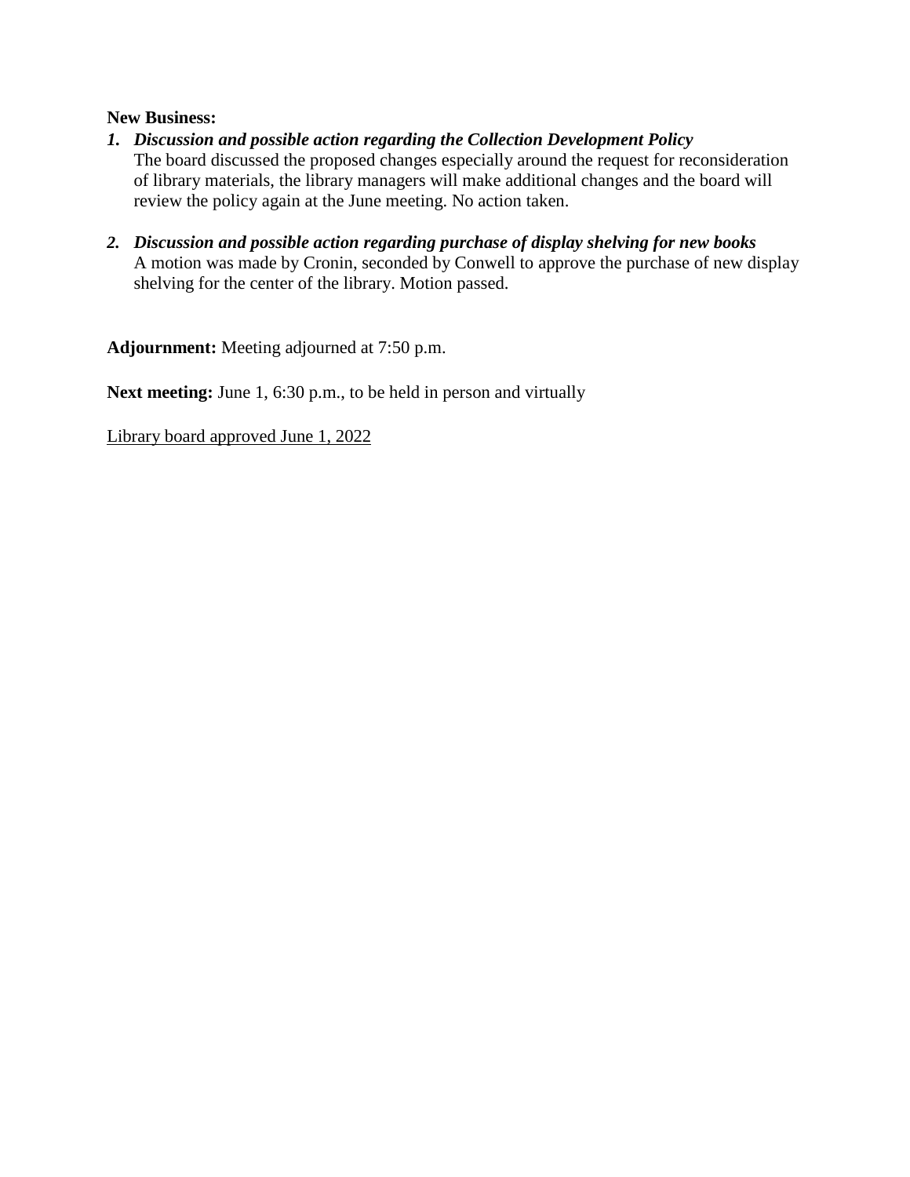**New Business:**

1. ***Discussion and possible action regarding the Collection Development Policy***
   The board discussed the proposed changes especially around the request for reconsideration of library materials, the library managers will make additional changes and the board will review the policy again at the June meeting. No action taken.

2. ***Discussion and possible action regarding purchase of display shelving for new books***
   A motion was made by Cronin, seconded by Conwell to approve the purchase of new display shelving for the center of the library. Motion passed.

**Adjournment:** Meeting adjourned at 7:50 p.m.

**Next meeting:** June 1, 6:30 p.m., to be held in person and virtually

Library board approved June 1, 2022